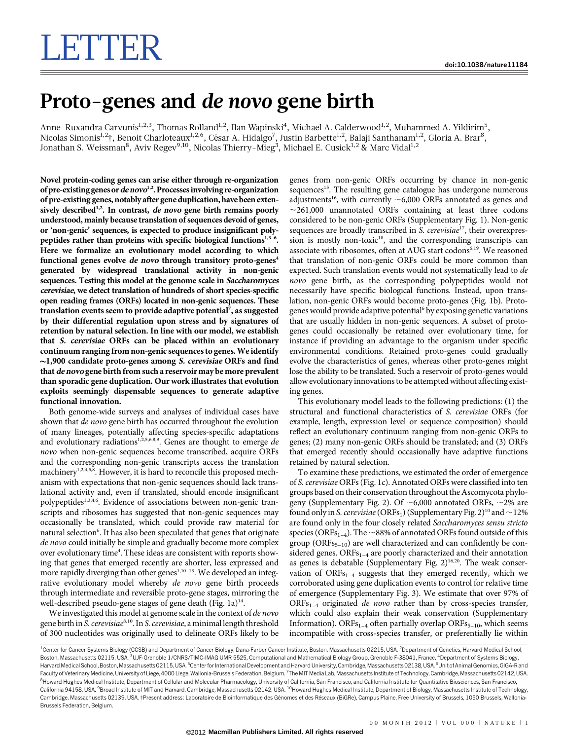# LETTER

doi:10.1038/nature11184

# Proto-genes and *de novo* gene birth

Anne-Ruxandra Carvunis[1,2,3], Thomas Rolland[1,2], Ilan Wapinski[4], Michael A. Calderwood[1,2], Muhammed A. Yildirim[5], Nicolas Simonis[1,2]†, Benoit Charloteaux[1,2,6], César A. Hidalgo[7], Justin Barbette[1,2], Balaji Santhanam[1,2], Gloria A. Brar[8], Jonathan S. Weissman[8], Aviv Regev[9,10], Nicolas Thierry-Mieg[3], Michael E. Cusick[1,2] & Marc Vidal[1,2]

**Novel protein-coding genes can arise either through re-organization of pre-existing genes or *de novo*[1,2]. Processes involving re-organization of pre-existing genes, notably after gene duplication, have been extensively described[1,2]. In contrast, *de novo* gene birth remains poorly understood, mainly because translation of sequences devoid of genes, or 'non-genic' sequences, is expected to produce insignificant polypeptides rather than proteins with specific biological functions[1,3–6]. Here we formalize an evolutionary model according to which functional genes evolve *de novo* through transitory proto-genes[4] generated by widespread translational activity in non-genic sequences. Testing this model at the genome scale in *Saccharomyces cerevisiae*, we detect translation of hundreds of short species-specific open reading frames (ORFs) located in non-genic sequences. These translation events seem to provide adaptive potential[7], as suggested by their differential regulation upon stress and by signatures of retention by natural selection. In line with our model, we establish that *S. cerevisiae* ORFs can be placed within an evolutionary continuum ranging from non-genic sequences to genes. We identify ~1,900 candidate proto-genes among *S. cerevisiae* ORFs and find that *de novo* gene birth from such a reservoir may be more prevalent than sporadic gene duplication. Our work illustrates that evolution exploits seemingly dispensable sequences to generate adaptive functional innovation.**

Both genome-wide surveys and analyses of individual cases have shown that *de novo* gene birth has occurred throughout the evolution of many lineages, potentially affecting species-specific adaptations and evolutionary radiations[1,2,5,6,8,9]. Genes are thought to emerge *de novo* when non-genic sequences become transcribed, acquire ORFs and the corresponding non-genic transcripts access the translation machinery[1,2,4,5,8]. However, it is hard to reconcile this proposed mechanism with expectations that non-genic sequences should lack translational activity and, even if translated, should encode insignificant polypeptides[1,3,4,6]. Evidence of associations between non-genic transcripts and ribosomes has suggested that non-genic sequences may occasionally be translated, which could provide raw material for natural selection[6]. It has also been speculated that genes that originate *de novo* could initially be simple and gradually become more complex over evolutionary time[4]. These ideas are consistent with reports showing that genes that emerged recently are shorter, less expressed and more rapidly diverging than other genes[1,10–13]. We developed an integrative evolutionary model whereby *de novo* gene birth proceeds through intermediate and reversible proto-gene stages, mirroring the well-described pseudo-gene stages of gene death (Fig. 1a)[14].

We investigated this model at genome scale in the context of *de novo* gene birth in *S. cerevisiae*[8,10]. In *S. cerevisiae*, a minimal length threshold of 300 nucleotides was originally used to delineate ORFs likely to be genes from non-genic ORFs occurring by chance in non-genic sequences[15]. The resulting gene catalogue has undergone numerous adjustments[16], with currently ~6,000 ORFs annotated as genes and ~261,000 unannotated ORFs containing at least three codons considered to be non-genic ORFs (Supplementary Fig. 1). Non-genic sequences are broadly transcribed in *S. cerevisiae*[17], their overexpression is mostly non-toxic[18], and the corresponding transcripts can associate with ribosomes, often at AUG start codons[6,19]. We reasoned that translation of non-genic ORFs could be more common than expected. Such translation events would not systematically lead to *de novo* gene birth, as the corresponding polypeptides would not necessarily have specific biological functions. Instead, upon translation, non-genic ORFs would become proto-genes (Fig. 1b). Proto-genes would provide adaptive potential[6] by exposing genetic variations that are usually hidden in non-genic sequences. A subset of proto-genes could occasionally be retained over evolutionary time, for instance if providing an advantage to the organism under specific environmental conditions. Retained proto-genes could gradually evolve the characteristics of genes, whereas other proto-genes might lose the ability to be translated. Such a reservoir of proto-genes would allow evolutionary innovations to be attempted without affecting existing genes.

This evolutionary model leads to the following predictions: (1) the structural and functional characteristics of *S. cerevisiae* ORFs (for example, length, expression level or sequence composition) should reflect an evolutionary continuum ranging from non-genic ORFs to genes; (2) many non-genic ORFs should be translated; and (3) ORFs that emerged recently should occasionally have adaptive functions retained by natural selection.

To examine these predictions, we estimated the order of emergence of *S. cerevisiae* ORFs (Fig. 1c). Annotated ORFs were classified into ten groups based on their conservation throughout the Ascomycota phylogeny (Supplementary Fig. 2). Of ~6,000 annotated ORFs, ~2% are found only in *S. cerevisiae* ($ORFs_1$) (Supplementary Fig. 2)[10] and ~12% are found only in the four closely related *Saccharomyces sensu stricto* species ($ORFs_{1-4}$). The ~88% of annotated ORFs found outside of this group ($ORFs_{5-10}$) are well characterized and can confidently be considered genes. $ORFs_{1-4}$ are poorly characterized and their annotation as genes is debatable (Supplementary Fig. 2)[16,20]. The weak conservation of $ORFs_{1-4}$ suggests that they emerged recently, which we corroborated using gene duplication events to control for relative time of emergence (Supplementary Fig. 3). We estimate that over 97% of $ORFs_{1-4}$ originated *de novo* rather than by cross-species transfer, which could also explain their weak conservation (Supplementary Information). $ORFs_{1-4}$ often partially overlap $ORFs_{5-10}$, which seems incompatible with cross-species transfer, or preferentially lie within

[1]Center for Cancer Systems Biology (CCSB) and Department of Cancer Biology, Dana-Farber Cancer Institute, Boston, Massachusetts 02215, USA. [2]Department of Genetics, Harvard Medical School, Boston, Massachusetts 02115, USA. [3]UJF-Grenoble 1/CNRS/TIMC-IMAG UMR 5525, Computational and Mathematical Biology Group, Grenoble F-38041, France. [4]Department of Systems Biology, Harvard Medical School, Boston, Massachusetts 02115, USA. [5]Center for International Development and Harvard University, Cambridge, Massachusetts 02138, USA. [6]Unit of Animal Genomics, GIGA-R and Faculty of Veterinary Medicine, University of Liege, 4000 Liege, Wallonia-Brussels Federation, Belgium. [7]The MIT Media Lab, Massachusetts Institute of Technology, Cambridge, Massachusetts 02142, USA. [8]Howard Hughes Medical Institute, Department of Cellular and Molecular Pharmacology, University of California, San Francisco, and California Institute for Quantitative Biosciences, San Francisco, California 94158, USA. [9]Broad Institute of MIT and Harvard, Cambridge, Massachusetts 02142, USA. [10]Howard Hughes Medical Institute, Department of Biology, Massachusetts Institute of Technology, Cambridge, Massachusetts 02139, USA. †Present address: Laboratoire de Bioinformatique des Génomes et des Réseaux (BiGRe), Campus Plaine, Free University of Brussels, 1050 Brussels, Wallonia-Brussels Federation, Belgium.

©2012 Macmillan Publishers Limited. All rights reserved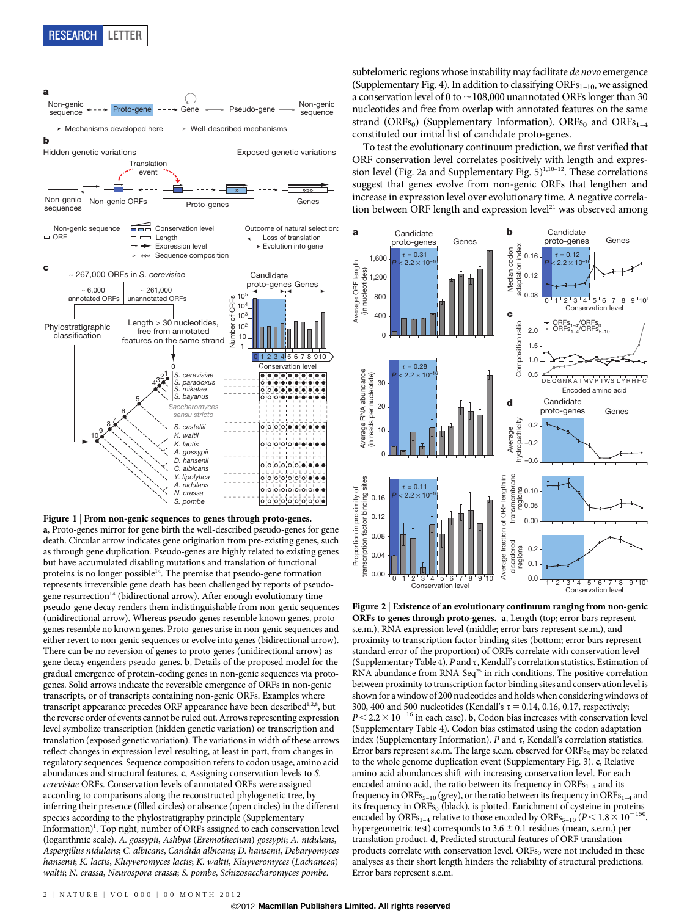**Figure 1 | From non-genic sequences to genes through proto-genes.** **a**, Proto-genes mirror for gene birth the well-described pseudo-genes for gene death. Circular arrow indicates gene origination from pre-existing genes, such as through gene duplication. Pseudo-genes are highly related to existing genes but have accumulated disabling mutations and translation of functional proteins is no longer possible[14]. The premise that pseudo-gene formation represents irreversible gene death has been challenged by reports of pseudo-gene resurrection[14] (bidirectional arrow). After enough evolutionary time pseudo-gene decay renders them indistinguishable from non-genic sequences (unidirectional arrow). Whereas pseudo-genes resemble known genes, proto-genes resemble no known genes. Proto-genes arise in non-genic sequences and either revert to non-genic sequences or evolve into genes (bidirectional arrow). There can be no reversion of genes to proto-genes (unidirectional arrow) as gene decay engenders pseudo-genes. **b**, Details of the proposed model for the gradual emergence of protein-coding genes in non-genic sequences via proto-genes. Solid arrows indicate the reversible emergence of ORFs in non-genic transcripts, or of transcripts containing non-genic ORFs. Examples where transcript appearance precedes ORF appearance have been described[1,2,8], but the reverse order of events cannot be ruled out. Arrows representing expression level symbolize transcription (hidden genetic variation) or transcription and translation (exposed genetic variation). The variations in width of these arrows reflect changes in expression level resulting, at least in part, from changes in regulatory sequences. Sequence composition refers to codon usage, amino acid abundances and structural features. **c**, Assigning conservation levels to *S. cerevisiae* ORFs. Conservation levels of annotated ORFs were assigned according to comparisons along the reconstructed phylogenetic tree, by inferring their presence (filled circles) or absence (open circles) in the different species according to the phylostratigraphy principle (Supplementary Information)[1]. Top right, number of ORFs assigned to each conservation level (logarithmic scale). *A. gossypii*, *Ashbya* (*Eremothecium*) *gossypii*; *A. nidulans*, *Aspergillus nidulans*; *C. albicans*, *Candida albicans*; *D. hansenii*, *Debaryomyces hansenii*; *K. lactis*, *Kluyveromyces lactis*; *K. waltii*, *Kluyveromyces* (*Lachancea*) *waltii*; *N. crassa*, *Neurospora crassa*; *S. pombe*, *Schizosaccharomyces pombe*.

subtelomeric regions whose instability may facilitate *de novo* emergence (Supplementary Fig. 4). In addition to classifying $ORFs_{1-10}$, we assigned a conservation level of 0 to ~108,000 unannotated ORFs longer than 30 nucleotides and free from overlap with annotated features on the same strand ($ORFs_0$) (Supplementary Information). $ORFs_0$ and $ORFs_{1-4}$ constituted our initial list of candidate proto-genes.

To test the evolutionary continuum prediction, we first verified that ORF conservation level correlates positively with length and expression level (Fig. 2a and Supplementary Fig. 5)[1,10–12]. These correlations suggest that genes evolve from non-genic ORFs that lengthen and increase in expression level over evolutionary time. A negative correlation between ORF length and expression level[21] was observed among

**Figure 2 | Existence of an evolutionary continuum ranging from non-genic ORFs to genes through proto-genes.** **a**, Length (top; error bars represent s.e.m.), RNA expression level (middle; error bars represent s.e.m.), and proximity to transcription factor binding sites (bottom; error bars represent standard error of the proportion) of ORFs correlate with conservation level (Supplementary Table 4). $P$ and $\tau$, Kendall's correlation statistics. Estimation of RNA abundance from RNA-Seq[25] in rich conditions. The positive correlation between proximity to transcription factor binding sites and conservation level is shown for a window of 200 nucleotides and holds when considering windows of 300, 400 and 500 nucleotides (Kendall's $\tau = 0.14$, 0.16, 0.17, respectively; $P < 2.2 \times 10^{-16}$ in each case). **b**, Codon bias increases with conservation level (Supplementary Table 4). Codon bias estimated using the codon adaptation index (Supplementary Information). $P$ and $\tau$, Kendall's correlation statistics. Error bars represent s.e.m. The large s.e.m. observed for $ORFs_5$ may be related to the whole genome duplication event (Supplementary Fig. 3). **c**, Relative amino acid abundances shift with increasing conservation level. For each encoded amino acid, the ratio between its frequency in $ORFs_{1-4}$ and its frequency in $ORFs_{5-10}$ (grey), or the ratio between its frequency in $ORFs_{1-4}$ and its frequency in $ORFs_0$ (black), is plotted. Enrichment of cysteine in proteins encoded by $ORFs_{1-4}$ relative to those encoded by $ORFs_{5-10}$ ($P < 1.8 \times 10^{-150}$, hypergeometric test) corresponds to $3.6 \pm 0.1$ residues (mean, s.e.m.) per translation product. **d**, Predicted structural features of ORF translation products correlate with conservation level. $ORFs_0$ were not included in these analyses as their short length hinders the reliability of structural predictions. Error bars represent s.e.m.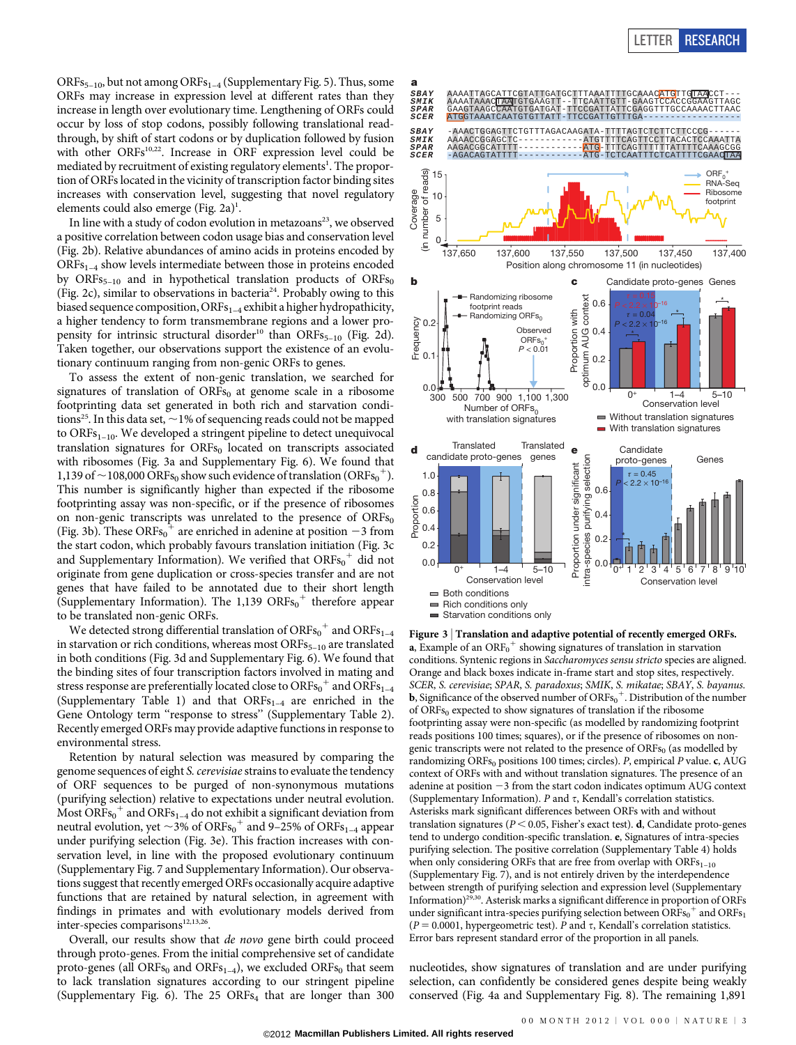ORFs$_{5-10}$, but not among ORFs$_{1-4}$ (Supplementary Fig. 5). Thus, some ORFs may increase in expression level at different rates than they increase in length over evolutionary time. Lengthening of ORFs could occur by loss of stop codons, possibly following translational read-through, by shift of start codons or by duplication followed by fusion with other ORFs[10,22]. Increase in ORF expression level could be mediated by recruitment of existing regulatory elements[1]. The proportion of ORFs located in the vicinity of transcription factor binding sites increases with conservation level, suggesting that novel regulatory elements could also emerge (Fig. 2a)[1].

In line with a study of codon evolution in metazoans[23], we observed a positive correlation between codon usage bias and conservation level (Fig. 2b). Relative abundances of amino acids in proteins encoded by ORFs$_{1-4}$ show levels intermediate between those in proteins encoded by ORFs$_{5-10}$ and in hypothetical translation products of ORFs$_0$ (Fig. 2c), similar to observations in bacteria[24]. Probably owing to this biased sequence composition, ORFs$_{1-4}$ exhibit a higher hydropathicity, a higher tendency to form transmembrane regions and a lower propensity for intrinsic structural disorder[10] than ORFs$_{5-10}$ (Fig. 2d). Taken together, our observations support the existence of an evolutionary continuum ranging from non-genic ORFs to genes.

To assess the extent of non-genic translation, we searched for signatures of translation of ORFs$_0$ at genome scale in a ribosome footprinting data set generated in both rich and starvation conditions[25]. In this data set, ~1% of sequencing reads could not be mapped to ORFs$_{1-10}$. We developed a stringent pipeline to detect unequivocal translation signatures for ORFs$_0$ located on transcripts associated with ribosomes (Fig. 3a and Supplementary Fig. 6). We found that 1,139 of ~108,000 ORFs$_0$ show such evidence of translation (ORFs$_0^+$). This number is significantly higher than expected if the ribosome footprinting assay was non-specific, or if the presence of ribosomes on non-genic transcripts was unrelated to the presence of ORFs$_0$ (Fig. 3b). These ORFs$_0^+$ are enriched in adenine at position −3 from the start codon, which probably favours translation initiation (Fig. 3c and Supplementary Information). We verified that ORFs$_0^+$ did not originate from gene duplication or cross-species transfer and are not genes that have failed to be annotated due to their short length (Supplementary Information). The 1,139 ORFs$_0^+$ therefore appear to be translated non-genic ORFs.

We detected strong differential translation of ORFs$_0^+$ and ORFs$_{1-4}$ in starvation or rich conditions, whereas most ORFs$_{5-10}$ are translated in both conditions (Fig. 3d and Supplementary Fig. 6). We found that the binding sites of four transcription factors involved in mating and stress response are preferentially located close to ORFs$_0^+$ and ORFs$_{1-4}$ (Supplementary Table 1) and that ORFs$_{1-4}$ are enriched in the Gene Ontology term "response to stress" (Supplementary Table 2). Recently emerged ORFs may provide adaptive functions in response to environmental stress.

Retention by natural selection was measured by comparing the genome sequences of eight *S. cerevisiae* strains to evaluate the tendency of ORF sequences to be purged of non-synonymous mutations (purifying selection) relative to expectations under neutral evolution. Most ORFs$_0^+$ and ORFs$_{1-4}$ do not exhibit a significant deviation from neutral evolution, yet ~3% of ORFs$_0^+$ and 9–25% of ORFs$_{1-4}$ appear under purifying selection (Fig. 3e). This fraction increases with conservation level, in line with the proposed evolutionary continuum (Supplementary Fig. 7 and Supplementary Information). Our observations suggest that recently emerged ORFs occasionally acquire adaptive functions that are retained by natural selection, in agreement with findings in primates and with evolutionary models derived from inter-species comparisons[12,13,26].

Overall, our results show that *de novo* gene birth could proceed through proto-genes. From the initial comprehensive set of candidate proto-genes (all ORFs$_0$ and ORFs$_{1-4}$), we excluded ORFs$_0$ that seem to lack translation signatures according to our stringent pipeline (Supplementary Fig. 6). The 25 ORFs$_4$ that are longer than 300 nucleotides, show signatures of translation and are under purifying selection, can confidently be considered genes despite being weakly conserved (Fig. 4a and Supplementary Fig. 8). The remaining 1,891

**Figure 3 | Translation and adaptive potential of recently emerged ORFs.** **a**, Example of an ORF$_0^+$ showing signatures of translation in starvation conditions. Syntenic regions in *Saccharomyces sensu stricto* species are aligned. Orange and black boxes indicate in-frame start and stop sites, respectively. *SCER*, *S. cerevisiae*; *SPAR*, *S. paradoxus*; *SMIK*, *S. mikatae*; *SBAY*, *S. bayanus*. **b**, Significance of the observed number of ORFs$_0^+$. Distribution of the number of ORFs$_0$ expected to show signatures of translation if the ribosome footprinting assay were non-specific (as modelled by randomizing footprint reads positions 100 times; squares), or if the presence of ribosomes on non-genic transcripts were not related to the presence of ORFs$_0$ (as modelled by randomizing ORFs$_0$ positions 100 times; circles). *P*, empirical *P* value. **c**, AUG context of ORFs with and without translation signatures. The presence of an adenine at position −3 from the start codon indicates optimum AUG context (Supplementary Information). *P* and $\tau$, Kendall's correlation statistics. Asterisks mark significant differences between ORFs with and without translation signatures ($P < 0.05$, Fisher's exact test). **d**, Candidate proto-genes tend to undergo condition-specific translation. **e**, Signatures of intra-species purifying selection. The positive correlation (Supplementary Table 4) holds when only considering ORFs that are free from overlap with ORFs$_{1-10}$ (Supplementary Fig. 7), and is not entirely driven by the interdependence between strength of purifying selection and expression level (Supplementary Information)[29,30]. Asterisk marks a significant difference in proportion of ORFs under significant intra-species purifying selection between ORFs$_0^+$ and ORFs$_1$ ($P = 0.0001$, hypergeometric test). *P* and $\tau$, Kendall's correlation statistics. Error bars represent standard error of the proportion in all panels.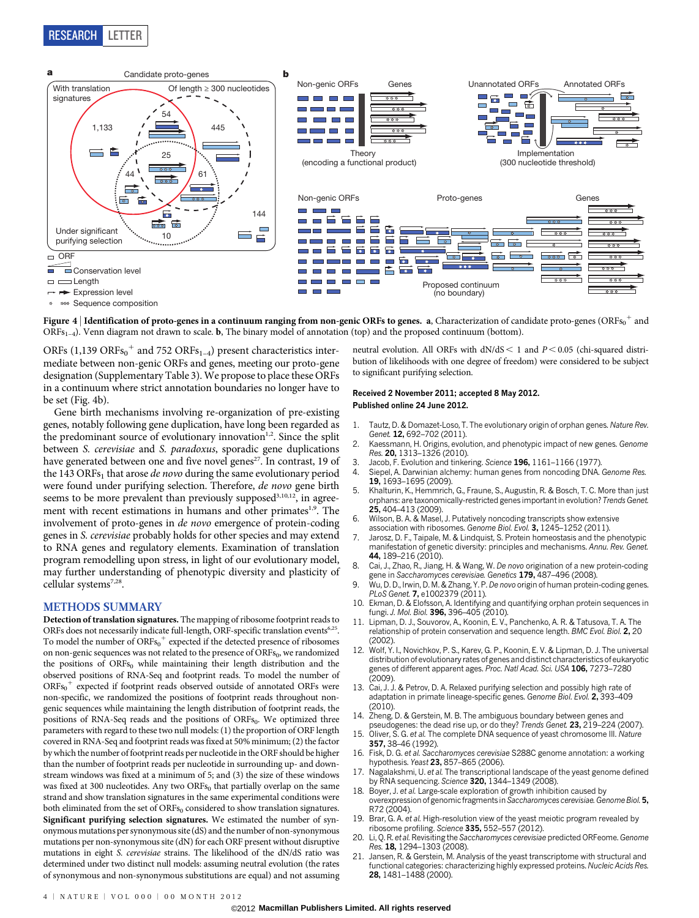**Figure 4 | Identification of proto-genes in a continuum ranging from non-genic ORFs to genes.** **a**, Characterization of candidate proto-genes ($ORFs_0^+$ and $ORFs_{1–4}$). Venn diagram not drawn to scale. **b**, The binary model of annotation (top) and the proposed continuum (bottom).

ORFs (1,139 $ORFs_0^+$ and 752 $ORFs_{1–4}$) present characteristics intermediate between non-genic ORFs and genes, meeting our proto-gene designation (Supplementary Table 3). We propose to place these ORFs in a continuum where strict annotation boundaries no longer have to be set (Fig. 4b).

Gene birth mechanisms involving re-organization of pre-existing genes, notably following gene duplication, have long been regarded as the predominant source of evolutionary innovation[1,2]. Since the split between *S. cerevisiae* and *S. paradoxus*, sporadic gene duplications have generated between one and five novel genes[27]. In contrast, 19 of the 143 $ORFs_1$ that arose *de novo* during the same evolutionary period were found under purifying selection. Therefore, *de novo* gene birth seems to be more prevalent than previously supposed[3,10,12], in agreement with recent estimations in humans and other primates[1,9]. The involvement of proto-genes in *de novo* emergence of protein-coding genes in *S. cerevisiae* probably holds for other species and may extend to RNA genes and regulatory elements. Examination of translation program remodelling upon stress, in light of our evolutionary model, may further understanding of phenotypic diversity and plasticity of cellular systems[7,28].

## METHODS SUMMARY

**Detection of translation signatures.** The mapping of ribosome footprint reads to ORFs does not necessarily indicate full-length, ORF-specific translation events[6,25]. To model the number of $ORFs_0^+$ expected if the detected presence of ribosomes on non-genic sequences was not related to the presence of $ORFs_0$, we randomized the positions of $ORFs_0$ while maintaining their length distribution and the observed positions of RNA-Seq and footprint reads. To model the number of $ORFs_0^+$ expected if footprint reads observed outside of annotated ORFs were non-specific, we randomized the positions of footprint reads throughout non-genic sequences while maintaining the length distribution of footprint reads, the positions of RNA-Seq reads and the positions of $ORFs_0$. We optimized three parameters with regard to these two null models: (1) the proportion of ORF length covered in RNA-Seq and footprint reads was fixed at 50% minimum; (2) the factor by which the number of footprint reads per nucleotide in the ORF should be higher than the number of footprint reads per nucleotide in surrounding up- and downstream windows was fixed at a minimum of 5; and (3) the size of these windows was fixed at 300 nucleotides. Any two $ORFs_0$ that partially overlap on the same strand and show translation signatures in the same experimental conditions were both eliminated from the set of $ORFs_0$ considered to show translation signatures.

**Significant purifying selection signatures.** We estimated the number of synonymous mutations per synonymous site (dS) and the number of non-synonymous mutations per non-synonymous site (dN) for each ORF present without disruptive mutations in eight *S. cerevisiae* strains. The likelihood of the dN/dS ratio was determined under two distinct null models: assuming neutral evolution (the rates of synonymous and non-synonymous substitutions are equal) and not assuming neutral evolution. All ORFs with $dN/dS < 1$ and $P < 0.05$ (chi-squared distribution of likelihoods with one degree of freedom) were considered to be subject to significant purifying selection.

**Received 2 November 2011; accepted 8 May 2012.**
**Published online 24 June 2012.**

1. Tautz, D. & Domazet-Loso, T. The evolutionary origin of orphan genes. *Nature Rev. Genet.* **12,** 692–702 (2011).
2. Kaessmann, H. Origins, evolution, and phenotypic impact of new genes. *Genome Res.* **20,** 1313–1326 (2010).
3. Jacob, F. Evolution and tinkering. *Science* **196,** 1161–1166 (1977).
4. Siepel, A. Darwinian alchemy: human genes from noncoding DNA. *Genome Res.* **19,** 1693–1695 (2009).
5. Khalturin, K., Hemmrich, G., Fraune, S., Augustin, R. & Bosch, T. C. More than just orphans: are taxonomically-restricted genes important in evolution? *Trends Genet.* **25,** 404–413 (2009).
6. Wilson, B. A. & Masel, J. Putatively noncoding transcripts show extensive association with ribosomes. *Genome Biol. Evol.* **3,** 1245–1252 (2011).
7. Jarosz, D. F., Taipale, M. & Lindquist, S. Protein homeostasis and the phenotypic manifestation of genetic diversity: principles and mechanisms. *Annu. Rev. Genet.* **44,** 189–216 (2010).
8. Cai, J., Zhao, R., Jiang, H. & Wang, W. *De novo* origination of a new protein-coding gene in *Saccharomyces cerevisiae*. *Genetics* **179,** 487–496 (2008).
9. Wu, D. D., Irwin, D. M. & Zhang, Y. P. *De novo* origin of human protein-coding genes. *PLoS Genet.* **7,** e1002379 (2011).
10. Ekman, D. & Elofsson, A. Identifying and quantifying orphan protein sequences in fungi. *J. Mol. Biol.* **396,** 396–405 (2010).
11. Lipman, D. J., Souvorov, A., Koonin, E. V., Panchenko, A. R. & Tatusova, T. A. The relationship of protein conservation and sequence length. *BMC Evol. Biol.* **2,** 20 (2002).
12. Wolf, Y. I., Novichkov, P. S., Karev, G. P., Koonin, E. V. & Lipman, D. J. The universal distribution of evolutionary rates of genes and distinct characteristics of eukaryotic genes of different apparent ages. *Proc. Natl Acad. Sci. USA* **106,** 7273–7280 (2009).
13. Cai, J. J. & Petrov, D. A. Relaxed purifying selection and possibly high rate of adaptation in primate lineage-specific genes. *Genome Biol. Evol.* **2,** 393–409 (2010).
14. Zheng, D. & Gerstein, M. B. The ambiguous boundary between genes and pseudogenes: the dead rise up, or do they? *Trends Genet.* **23,** 219–224 (2007).
15. Oliver, S. G. *et al.* The complete DNA sequence of yeast chromosome III. *Nature* **357,** 38–46 (1992).
16. Fisk, D. G. *et al. Saccharomyces cerevisiae* S288C genome annotation: a working hypothesis. *Yeast* **23,** 857–865 (2006).
17. Nagalakshmi, U. *et al.* The transcriptional landscape of the yeast genome defined by RNA sequencing. *Science* **320,** 1344–1349 (2008).
18. Boyer, J. *et al.* Large-scale exploration of growth inhibition caused by overexpression of genomic fragments in *Saccharomyces cerevisiae*. *Genome Biol.* **5,** R72 (2004).
19. Brar, G. A. *et al.* High-resolution view of the yeast meiotic program revealed by ribosome profiling. *Science* **335,** 552–557 (2012).
20. Li, Q. R. *et al.* Revisiting the *Saccharomyces cerevisiae* predicted ORFeome. *Genome Res.* **18,** 1294–1303 (2008).
21. Jansen, R. & Gerstein, M. Analysis of the yeast transcriptome with structural and functional categories: characterizing highly expressed proteins. *Nucleic Acids Res.* **28,** 1481–1488 (2000).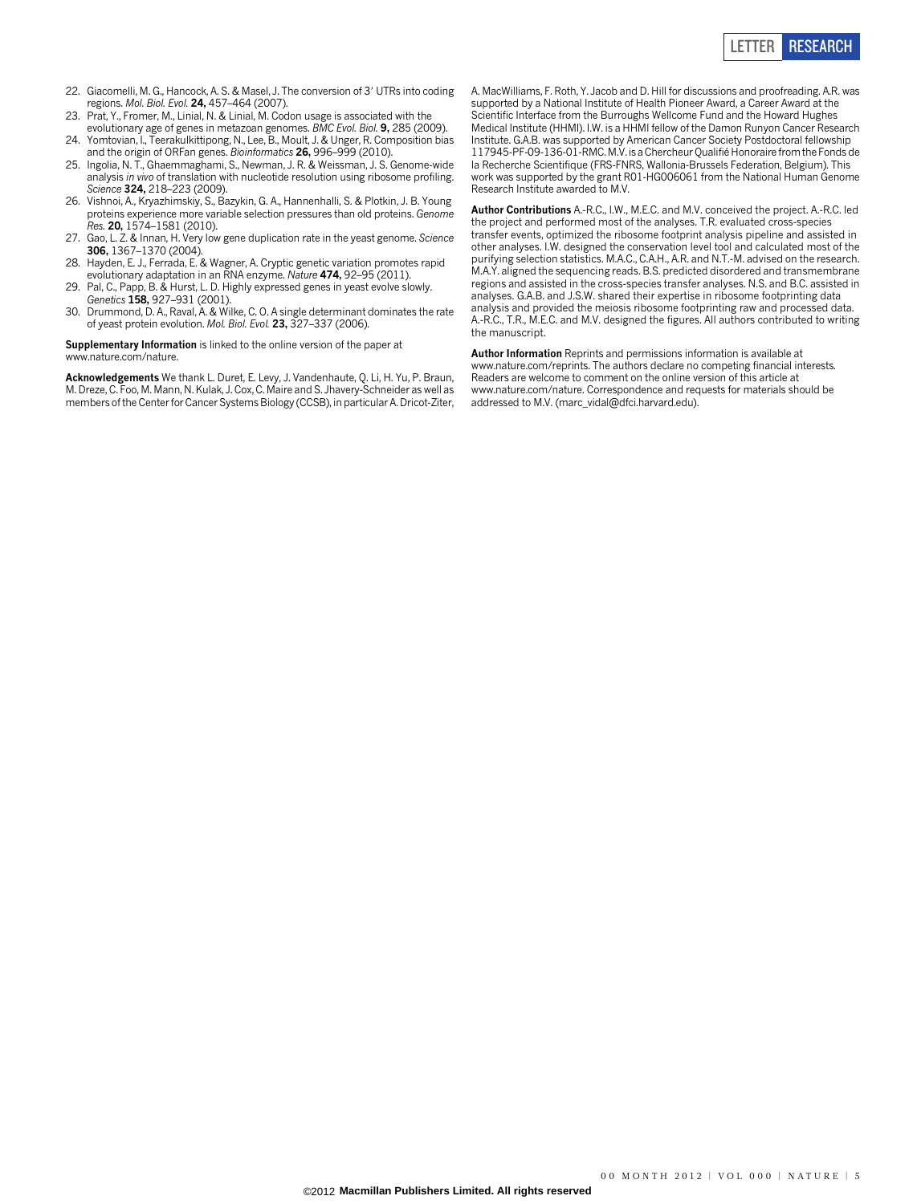22. Giacomelli, M. G., Hancock, A. S. & Masel, J. The conversion of 3′ UTRs into coding regions. *Mol. Biol. Evol.* **24,** 457–464 (2007).
23. Prat, Y., Fromer, M., Linial, N. & Linial, M. Codon usage is associated with the evolutionary age of genes in metazoan genomes. *BMC Evol. Biol.* **9,** 285 (2009).
24. Yomtovian, I., Teerakulkittipong, N., Lee, B., Moult, J. & Unger, R. Composition bias and the origin of ORFan genes. *Bioinformatics* **26,** 996–999 (2010).
25. Ingolia, N. T., Ghaemmaghami, S., Newman, J. R. & Weissman, J. S. Genome-wide analysis *in vivo* of translation with nucleotide resolution using ribosome profiling. *Science* **324,** 218–223 (2009).
26. Vishnoi, A., Kryazhimskiy, S., Bazykin, G. A., Hannenhalli, S. & Plotkin, J. B. Young proteins experience more variable selection pressures than old proteins. *Genome Res.* **20,** 1574–1581 (2010).
27. Gao, L. Z. & Innan, H. Very low gene duplication rate in the yeast genome. *Science* **306,** 1367–1370 (2004).
28. Hayden, E. J., Ferrada, E. & Wagner, A. Cryptic genetic variation promotes rapid evolutionary adaptation in an RNA enzyme. *Nature* **474,** 92–95 (2011).
29. Pal, C., Papp, B. & Hurst, L. D. Highly expressed genes in yeast evolve slowly. *Genetics* **158,** 927–931 (2001).
30. Drummond, D. A., Raval, A. & Wilke, C. O. A single determinant dominates the rate of yeast protein evolution. *Mol. Biol. Evol.* **23,** 327–337 (2006).

**Supplementary Information** is linked to the online version of the paper at www.nature.com/nature.

**Acknowledgements** We thank L. Duret, E. Levy, J. Vandenhaute, Q. Li, H. Yu, P. Braun, M. Dreze, C. Foo, M. Mann, N. Kulak, J. Cox, C. Maire and S. Jhavery-Schneider as well as members of the Center for Cancer Systems Biology (CCSB), in particular A. Dricot-Ziter, A. MacWilliams, F. Roth, Y. Jacob and D. Hill for discussions and proofreading. A.R. was supported by a National Institute of Health Pioneer Award, a Career Award at the Scientific Interface from the Burroughs Wellcome Fund and the Howard Hughes Medical Institute (HHMI). I.W. is a HHMI fellow of the Damon Runyon Cancer Research Institute. G.A.B. was supported by American Cancer Society Postdoctoral fellowship 117945-PF-09-136-01-RMC. M.V. is a Chercheur Qualifié Honoraire from the Fonds de la Recherche Scientifique (FRS-FNRS, Wallonia-Brussels Federation, Belgium). This work was supported by the grant R01-HG006061 from the National Human Genome Research Institute awarded to M.V.

**Author Contributions** A.-R.C., I.W., M.E.C. and M.V. conceived the project. A.-R.C. led the project and performed most of the analyses. T.R. evaluated cross-species transfer events, optimized the ribosome footprint analysis pipeline and assisted in other analyses. I.W. designed the conservation level tool and calculated most of the purifying selection statistics. M.A.C., C.A.H., A.R. and N.T.-M. advised on the research. M.A.Y. aligned the sequencing reads. B.S. predicted disordered and transmembrane regions and assisted in the cross-species transfer analyses. N.S. and B.C. assisted in analyses. G.A.B. and J.S.W. shared their expertise in ribosome footprinting data analysis and provided the meiosis ribosome footprinting raw and processed data. A.-R.C., T.R., M.E.C. and M.V. designed the figures. All authors contributed to writing the manuscript.

**Author Information** Reprints and permissions information is available at www.nature.com/reprints. The authors declare no competing financial interests. Readers are welcome to comment on the online version of this article at www.nature.com/nature. Correspondence and requests for materials should be addressed to M.V. (marc_vidal@dfci.harvard.edu).